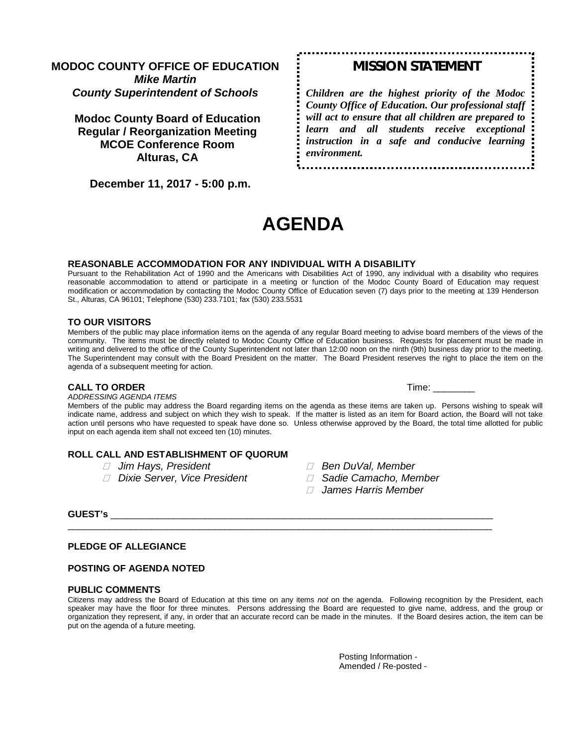**MODOC COUNTY OFFICE OF EDUCATION**
***Mike Martin***
***County Superintendent of Schools***

**Modoc County Board of Education**
**Regular / Reorganization Meeting**
**MCOE Conference Room**
**Alturas, CA**

**December 11, 2017 - 5:00 p.m.**

## MISSION STATEMENT

***Children are the highest priority of the Modoc County Office of Education. Our professional staff will act to ensure that all children are prepared to learn and all students receive exceptional instruction in a safe and conducive learning environment.***

# AGENDA

### REASONABLE ACCOMMODATION FOR ANY INDIVIDUAL WITH A DISABILITY

Pursuant to the Rehabilitation Act of 1990 and the Americans with Disabilities Act of 1990, any individual with a disability who requires reasonable accommodation to attend or participate in a meeting or function of the Modoc County Board of Education may request modification or accommodation by contacting the Modoc County Office of Education seven (7) days prior to the meeting at 139 Henderson St., Alturas, CA 96101; Telephone (530) 233.7101; fax (530) 233.5531

### TO OUR VISITORS

Members of the public may place information items on the agenda of any regular Board meeting to advise board members of the views of the community. The items must be directly related to Modoc County Office of Education business. Requests for placement must be made in writing and delivered to the office of the County Superintendent not later than 12:00 noon on the ninth (9th) business day prior to the meeting. The Superintendent may consult with the Board President on the matter. The Board President reserves the right to place the item on the agenda of a subsequent meeting for action.

### CALL TO ORDER

Time: ________

*ADDRESSING AGENDA ITEMS*

Members of the public may address the Board regarding items on the agenda as these items are taken up. Persons wishing to speak will indicate name, address and subject on which they wish to speak. If the matter is listed as an item for Board action, the Board will not take action until persons who have requested to speak have done so. Unless otherwise approved by the Board, the total time allotted for public input on each agenda item shall not exceed ten (10) minutes.

### ROLL CALL AND ESTABLISHMENT OF QUORUM

- *Jim Hays, President*
- *Dixie Server, Vice President*
- *Ben DuVal, Member*
- *Sadie Camacho, Member*
- *James Harris Member*

**GUEST's** ______________________________________________________________________________

______________________________________________________________________________________

### PLEDGE OF ALLEGIANCE

### POSTING OF AGENDA NOTED

### PUBLIC COMMENTS

Citizens may address the Board of Education at this time on any items *not* on the agenda. Following recognition by the President, each speaker may have the floor for three minutes. Persons addressing the Board are requested to give name, address, and the group or organization they represent, if any, in order that an accurate record can be made in the minutes. If the Board desires action, the item can be put on the agenda of a future meeting.

Posting Information -
Amended / Re-posted -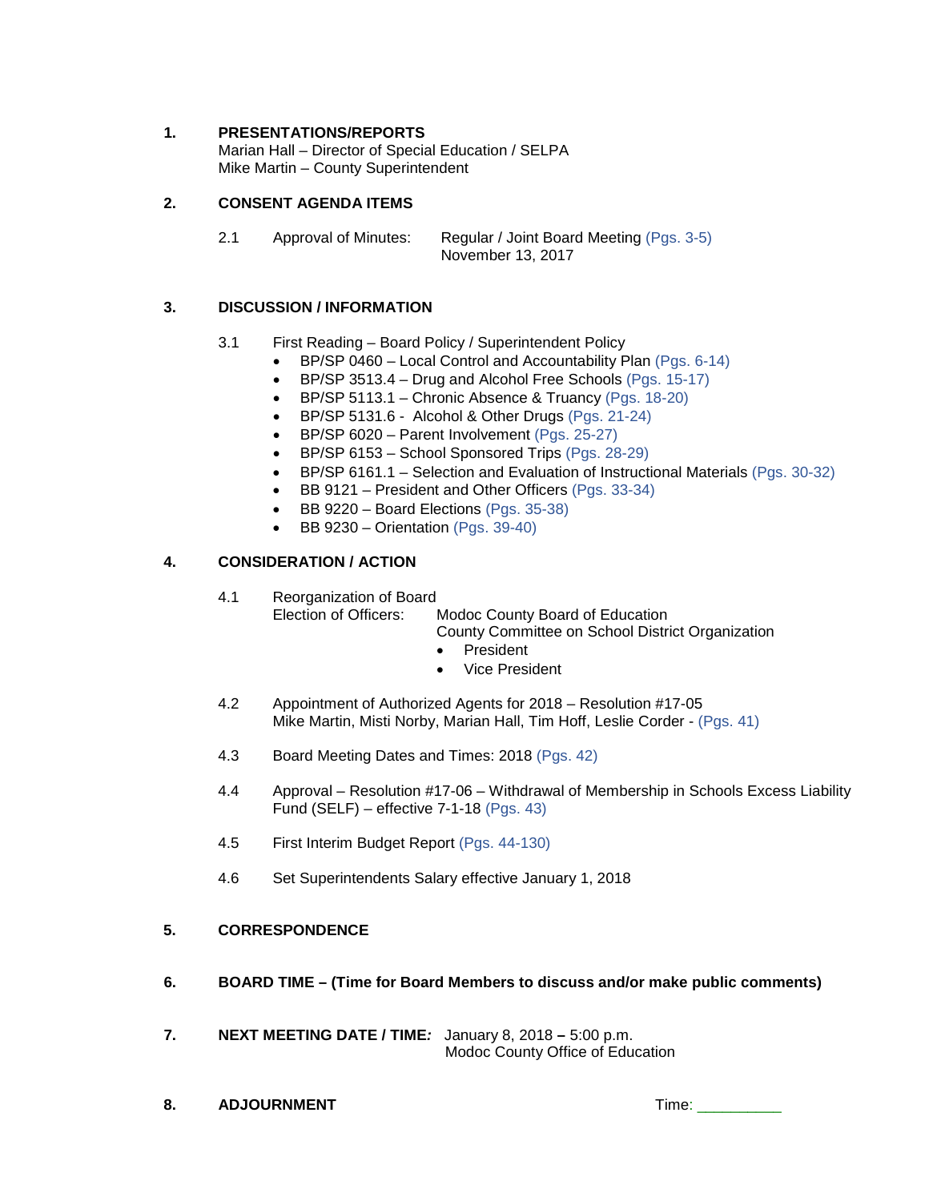**1. PRESENTATIONS/REPORTS**

Marian Hall – Director of Special Education / SELPA
Mike Martin – County Superintendent

**2. CONSENT AGENDA ITEMS**

2.1 Approval of Minutes: Regular / Joint Board Meeting (Pgs. 3-5)
November 13, 2017

**3. DISCUSSION / INFORMATION**

3.1 First Reading – Board Policy / Superintendent Policy

- BP/SP 0460 – Local Control and Accountability Plan (Pgs. 6-14)
- BP/SP 3513.4 – Drug and Alcohol Free Schools (Pgs. 15-17)
- BP/SP 5113.1 – Chronic Absence & Truancy (Pgs. 18-20)
- BP/SP 5131.6 - Alcohol & Other Drugs (Pgs. 21-24)
- BP/SP 6020 – Parent Involvement (Pgs. 25-27)
- BP/SP 6153 – School Sponsored Trips (Pgs. 28-29)
- BP/SP 6161.1 – Selection and Evaluation of Instructional Materials (Pgs. 30-32)
- BB 9121 – President and Other Officers (Pgs. 33-34)
- BB 9220 – Board Elections (Pgs. 35-38)
- BB 9230 – Orientation (Pgs. 39-40)

**4. CONSIDERATION / ACTION**

4.1 Reorganization of Board
Election of Officers: Modoc County Board of Education
County Committee on School District Organization

- President
- Vice President

4.2 Appointment of Authorized Agents for 2018 – Resolution #17-05
Mike Martin, Misti Norby, Marian Hall, Tim Hoff, Leslie Corder - (Pgs. 41)

4.3 Board Meeting Dates and Times: 2018 (Pgs. 42)

4.4 Approval – Resolution #17-06 – Withdrawal of Membership in Schools Excess Liability Fund (SELF) – effective 7-1-18 (Pgs. 43)

4.5 First Interim Budget Report (Pgs. 44-130)

4.6 Set Superintendents Salary effective January 1, 2018

**5. CORRESPONDENCE**

**6. BOARD TIME – (Time for Board Members to discuss and/or make public comments)**

**7. NEXT MEETING DATE / TIME*:*** January 8, 2018 **–** 5:00 p.m.
Modoc County Office of Education

**8. ADJOURNMENT** Time: __________